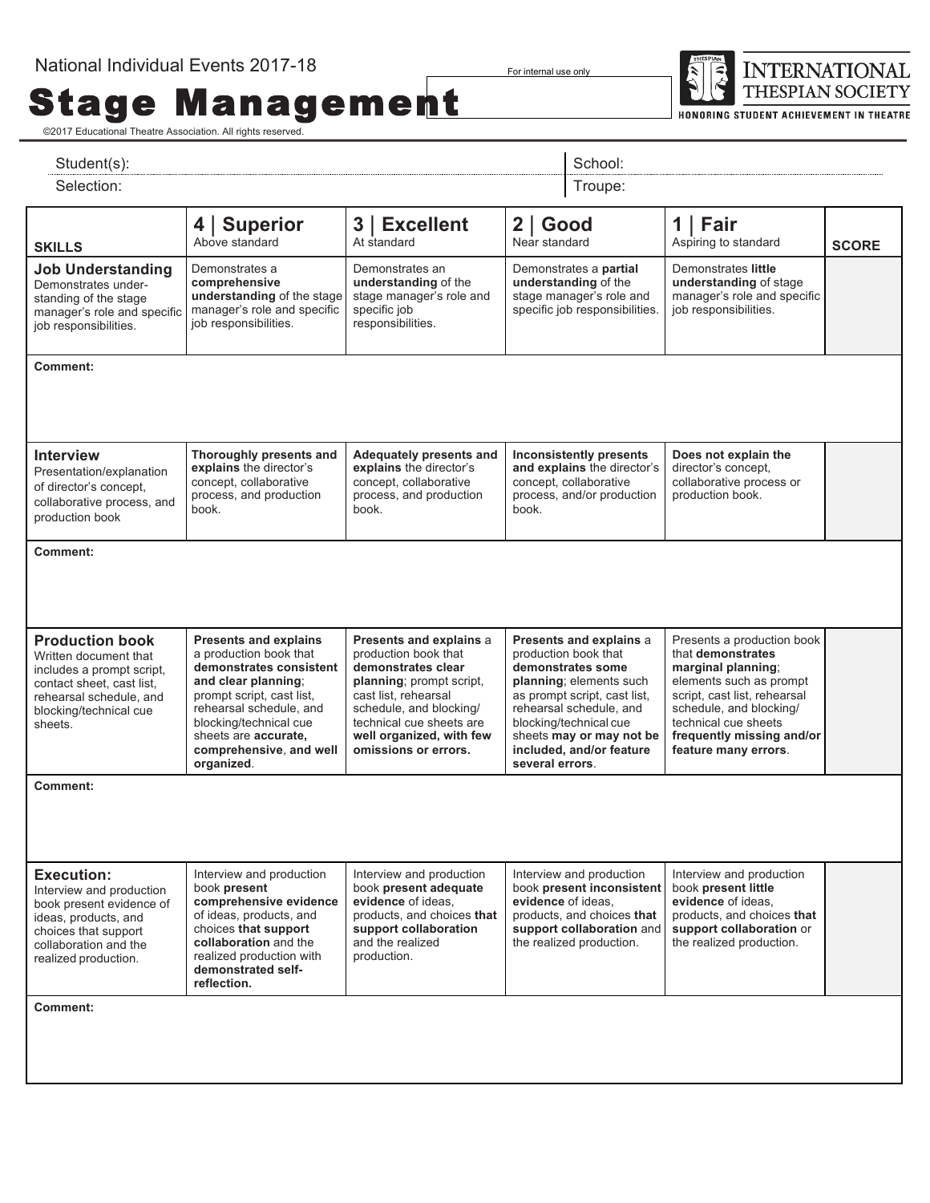National Individual Events 2017-18

# Stage Management

For internal use only

INTERNATIONAL THESPIAN SOCIETY
HONORING STUDENT ACHIEVEMENT IN THEATRE

©2017 Educational Theatre Association. All rights reserved.

Student(s): 
School: 
Selection: 
Troupe: 

| SKILLS | 4 \| Superior<br>Above standard | 3 \| Excellent<br>At standard | 2 \| Good<br>Near standard | 1 \| Fair<br>Aspiring to standard | SCORE |
|---|---|---|---|---|---|
| **Job Understanding**<br>Demonstrates understanding of the stage manager's role and specific job responsibilities. | Demonstrates a **comprehensive understanding** of the stage manager's role and specific job responsibilities. | Demonstrates an **understanding** of the stage manager's role and specific job responsibilities. | Demonstrates a **partial understanding** of the stage manager's role and specific job responsibilities. | Demonstrates **little understanding** of stage manager's role and specific job responsibilities. | |
| **Comment:** | | | | | |
| **Interview**<br>Presentation/explanation of director's concept, collaborative process, and production book | **Thoroughly presents and explains** the director's concept, collaborative process, and production book. | **Adequately presents and explains** the director's concept, collaborative process, and production book. | **Inconsistently presents and explains** the director's concept, collaborative process, and/or production book. | **Does not explain the** director's concept, collaborative process or production book. | |
| **Comment:** | | | | | |
| **Production book**<br>Written document that includes a prompt script, contact sheet, cast list, rehearsal schedule, and blocking/technical cue sheets. | **Presents and explains** a production book that **demonstrates consistent and clear planning**; prompt script, cast list, rehearsal schedule, and blocking/technical cue sheets are **accurate, comprehensive**, and **well organized**. | **Presents and explains** a production book that **demonstrates clear planning**; prompt script, cast list, rehearsal schedule, and blocking/technical cue sheets are **well organized, with few omissions or errors.** | **Presents and explains** a production book that **demonstrates some planning**; elements such as prompt script, cast list, rehearsal schedule, and blocking/technical cue sheets **may or may not be included, and/or feature several errors**. | Presents a production book that **demonstrates marginal planning**; elements such as prompt script, cast list, rehearsal schedule, and blocking/technical cue sheets **frequently missing and/or feature many errors**. | |
| **Comment:** | | | | | |
| **Execution:**<br>Interview and production book present evidence of ideas, products, and choices that support collaboration and the realized production. | Interview and production book **present comprehensive evidence** of ideas, products, and choices **that support collaboration** and the realized production with **demonstrated self-reflection.** | Interview and production book **present adequate evidence** of ideas, products, and choices **that support collaboration** and the realized production. | Interview and production book **present inconsistent evidence** of ideas, products, and choices **that support collaboration** and the realized production. | Interview and production book **present little evidence** of ideas, products, and choices **that support collaboration** or the realized production. | |
| **Comment:** | | | | | |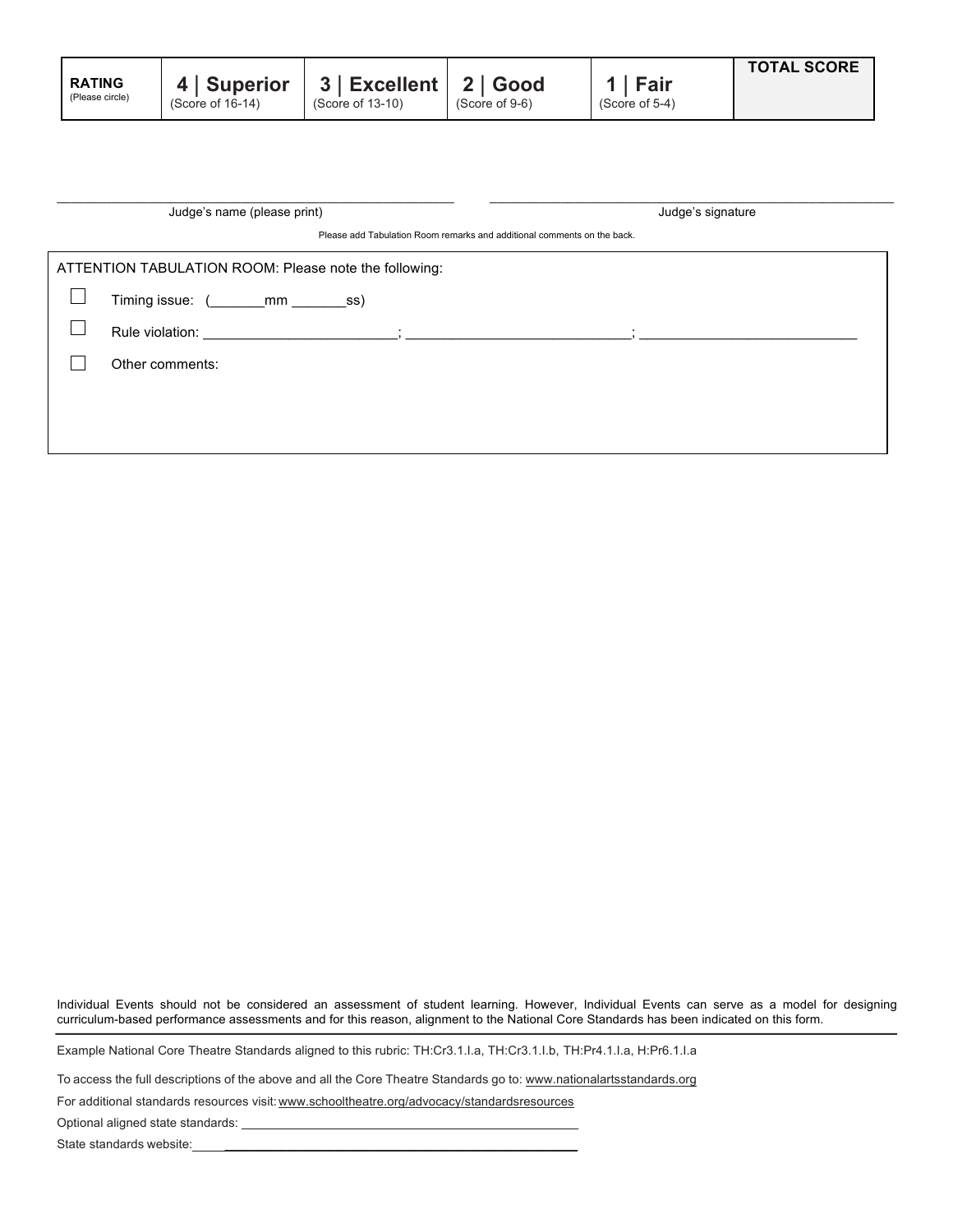| RATING (Please circle) | 4 \| Superior (Score of 16-14) | 3 \| Excellent (Score of 13-10) | 2 \| Good (Score of 9-6) | 1 \| Fair (Score of 5-4) | TOTAL SCORE |
|---|---|---|---|---|---|

_____________________________________________ Judge's name (please print)

_____________________________________________ Judge's signature

Please add Tabulation Room remarks and additional comments on the back.

ATTENTION TABULATION ROOM: Please note the following:

- ☐ Timing issue: (_______mm _______ss)
- ☐ Rule violation: ________________________; ____________________________; ___________________________
- ☐ Other comments:

Individual Events should not be considered an assessment of student learning. However, Individual Events can serve as a model for designing curriculum-based performance assessments and for this reason, alignment to the National Core Standards has been indicated on this form.

Example National Core Theatre Standards aligned to this rubric: TH:Cr3.1.I.a, TH:Cr3.1.I.b, TH:Pr4.1.I.a, H:Pr6.1.I.a

To access the full descriptions of the above and all the Core Theatre Standards go to: www.nationalartsstandards.org

For additional standards resources visit: www.schooltheatre.org/advocacy/standardsresources

Optional aligned state standards: _______________________________________________

State standards website: _______________________________________________